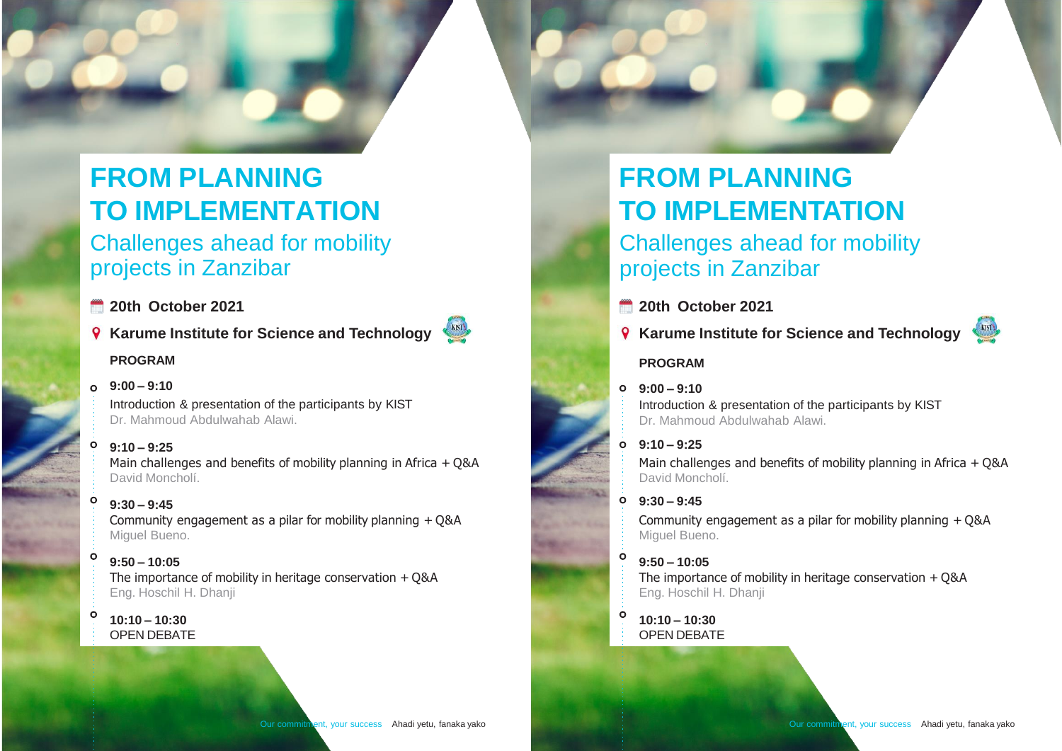# FROM PLANNING TO IMPLEMENTATION

## Challenges ahead for mobility projects in Zanzibar

**20th October 2021**

**Karume Institute for Science and Technology**

**PROGRAM**

**9:00 – 9:10**
Introduction & presentation of the participants by KIST
Dr. Mahmoud Abdulwahab Alawi.

**9:10 – 9:25**
Main challenges and benefits of mobility planning in Africa + Q&A
David Moncholí.

**9:30 – 9:45**
Community engagement as a pilar for mobility planning + Q&A
Miguel Bueno.

**9:50 – 10:05**
The importance of mobility in heritage conservation + Q&A
Eng. Hoschil H. Dhanji

**10:10 – 10:30**
OPEN DEBATE

Our commitment, your success    Ahadi yetu, fanaka yako

# FROM PLANNING TO IMPLEMENTATION

## Challenges ahead for mobility projects in Zanzibar

**20th October 2021**

**Karume Institute for Science and Technology**

**PROGRAM**

**9:00 – 9:10**
Introduction & presentation of the participants by KIST
Dr. Mahmoud Abdulwahab Alawi.

**9:10 – 9:25**
Main challenges and benefits of mobility planning in Africa + Q&A
David Moncholí.

**9:30 – 9:45**
Community engagement as a pilar for mobility planning + Q&A
Miguel Bueno.

**9:50 – 10:05**
The importance of mobility in heritage conservation + Q&A
Eng. Hoschil H. Dhanji

**10:10 – 10:30**
OPEN DEBATE

Our commitment, your success    Ahadi yetu, fanaka yako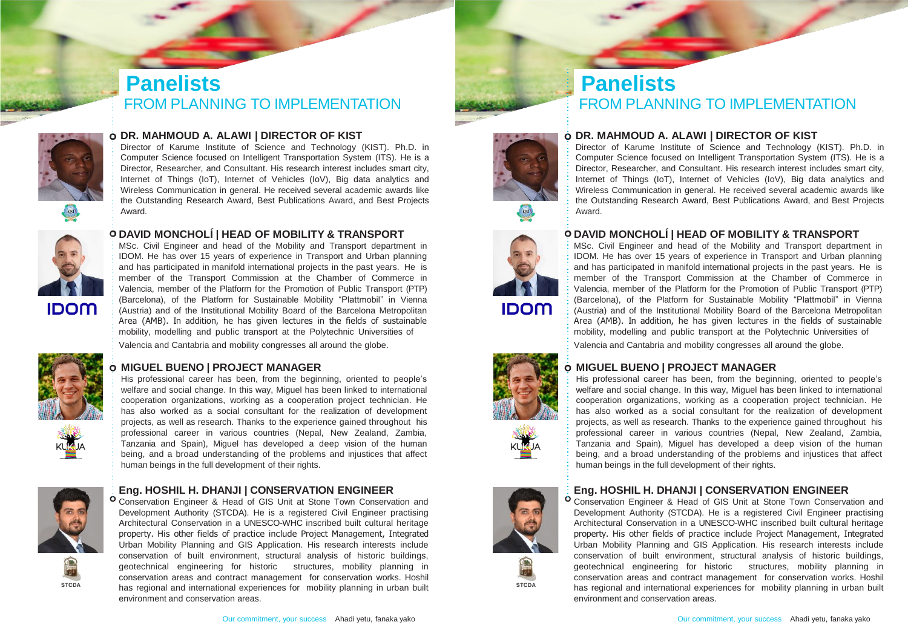# Panelists

## FROM PLANNING TO IMPLEMENTATION

### DR. MAHMOUD A. ALAWI | DIRECTOR OF KIST

Director of Karume Institute of Science and Technology (KIST). Ph.D. in Computer Science focused on Intelligent Transportation System (ITS). He is a Director, Researcher, and Consultant. His research interest includes smart city, Internet of Things (IoT), Internet of Vehicles (IoV), Big data analytics and Wireless Communication in general. He received several academic awards like the Outstanding Research Award, Best Publications Award, and Best Projects Award.

### DAVID MONCHOLÍ | HEAD OF MOBILITY & TRANSPORT

MSc. Civil Engineer and head of the Mobility and Transport department in IDOM. He has over 15 years of experience in Transport and Urban planning and has participated in manifold international projects in the past years. He is member of the Transport Commission at the Chamber of Commerce in Valencia, member of the Platform for the Promotion of Public Transport (PTP) (Barcelona), of the Platform for Sustainable Mobility "Plattmobil" in Vienna (Austria) and of the Institutional Mobility Board of the Barcelona Metropolitan Area (AMB). In addition, he has given lectures in the fields of sustainable mobility, modelling and public transport at the Polytechnic Universities of Valencia and Cantabria and mobility congresses all around the globe.

### MIGUEL BUENO | PROJECT MANAGER

His professional career has been, from the beginning, oriented to people's welfare and social change. In this way, Miguel has been linked to international cooperation organizations, working as a cooperation project technician. He has also worked as a social consultant for the realization of development projects, as well as research. Thanks to the experience gained throughout his professional career in various countries (Nepal, New Zealand, Zambia, Tanzania and Spain), Miguel has developed a deep vision of the human being, and a broad understanding of the problems and injustices that affect human beings in the full development of their rights.

### Eng. HOSHIL H. DHANJI | CONSERVATION ENGINEER

Conservation Engineer & Head of GIS Unit at Stone Town Conservation and Development Authority (STCDA). He is a registered Civil Engineer practising Architectural Conservation in a UNESCO-WHC inscribed built cultural heritage property. His other fields of practice include Project Management, Integrated Urban Mobility Planning and GIS Application. His research interests include conservation of built environment, structural analysis of historic buildings, geotechnical engineering for historic structures, mobility planning in conservation areas and contract management for conservation works. Hoshil has regional and international experiences for mobility planning in urban built environment and conservation areas.

# Panelists

## FROM PLANNING TO IMPLEMENTATION

### DR. MAHMOUD A. ALAWI | DIRECTOR OF KIST

Director of Karume Institute of Science and Technology (KIST). Ph.D. in Computer Science focused on Intelligent Transportation System (ITS). He is a Director, Researcher, and Consultant. His research interest includes smart city, Internet of Things (IoT), Internet of Vehicles (IoV), Big data analytics and Wireless Communication in general. He received several academic awards like the Outstanding Research Award, Best Publications Award, and Best Projects Award.

### DAVID MONCHOLÍ | HEAD OF MOBILITY & TRANSPORT

MSc. Civil Engineer and head of the Mobility and Transport department in IDOM. He has over 15 years of experience in Transport and Urban planning and has participated in manifold international projects in the past years. He is member of the Transport Commission at the Chamber of Commerce in Valencia, member of the Platform for the Promotion of Public Transport (PTP) (Barcelona), of the Platform for Sustainable Mobility "Plattmobil" in Vienna (Austria) and of the Institutional Mobility Board of the Barcelona Metropolitan Area (AMB). In addition, he has given lectures in the fields of sustainable mobility, modelling and public transport at the Polytechnic Universities of Valencia and Cantabria and mobility congresses all around the globe.

### MIGUEL BUENO | PROJECT MANAGER

His professional career has been, from the beginning, oriented to people's welfare and social change. In this way, Miguel has been linked to international cooperation organizations, working as a cooperation project technician. He has also worked as a social consultant for the realization of development projects, as well as research. Thanks to the experience gained throughout his professional career in various countries (Nepal, New Zealand, Zambia, Tanzania and Spain), Miguel has developed a deep vision of the human being, and a broad understanding of the problems and injustices that affect human beings in the full development of their rights.

### Eng. HOSHIL H. DHANJI | CONSERVATION ENGINEER

Conservation Engineer & Head of GIS Unit at Stone Town Conservation and Development Authority (STCDA). He is a registered Civil Engineer practising Architectural Conservation in a UNESCO-WHC inscribed built cultural heritage property. His other fields of practice include Project Management, Integrated Urban Mobility Planning and GIS Application. His research interests include conservation of built environment, structural analysis of historic buildings, geotechnical engineering for historic structures, mobility planning in conservation areas and contract management for conservation works. Hoshil has regional and international experiences for mobility planning in urban built environment and conservation areas.